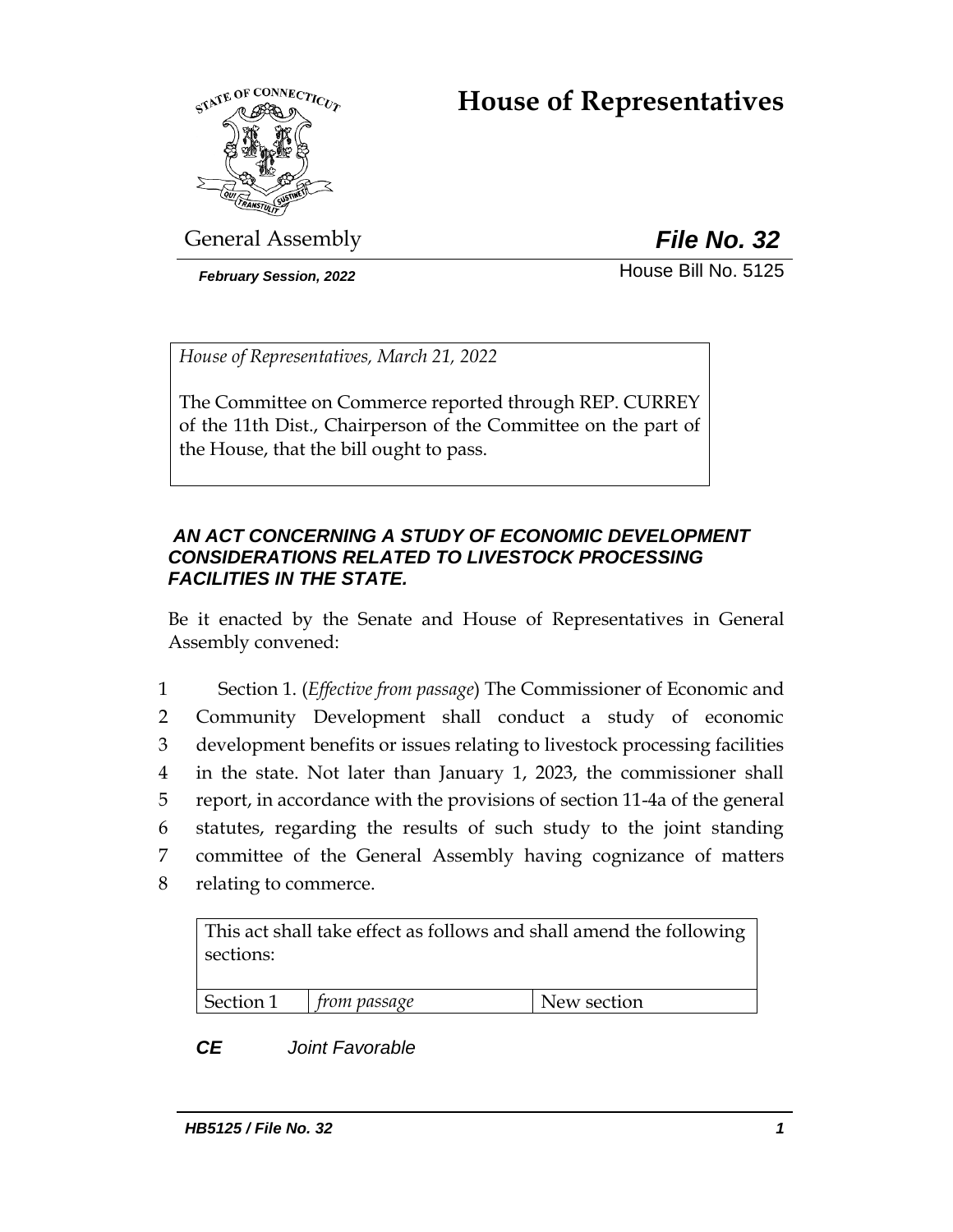# House of Representatives

General Assembly

***File No. 32***

***February Session, 2022***

House Bill No. 5125

*House of Representatives, March 21, 2022*

The Committee on Commerce reported through REP. CURREY of the 11th Dist., Chairperson of the Committee on the part of the House, that the bill ought to pass.

***AN ACT CONCERNING A STUDY OF ECONOMIC DEVELOPMENT CONSIDERATIONS RELATED TO LIVESTOCK PROCESSING FACILITIES IN THE STATE.***

Be it enacted by the Senate and House of Representatives in General Assembly convened:

1 Section 1. (*Effective from passage*) The Commissioner of Economic and
2 Community Development shall conduct a study of economic
3 development benefits or issues relating to livestock processing facilities
4 in the state. Not later than January 1, 2023, the commissioner shall
5 report, in accordance with the provisions of section 11-4a of the general
6 statutes, regarding the results of such study to the joint standing
7 committee of the General Assembly having cognizance of matters
8 relating to commerce.

| This act shall take effect as follows and shall amend the following sections: | | |
|---|---|---|
| Section 1 | *from passage* | New section |

***CE*** *Joint Favorable*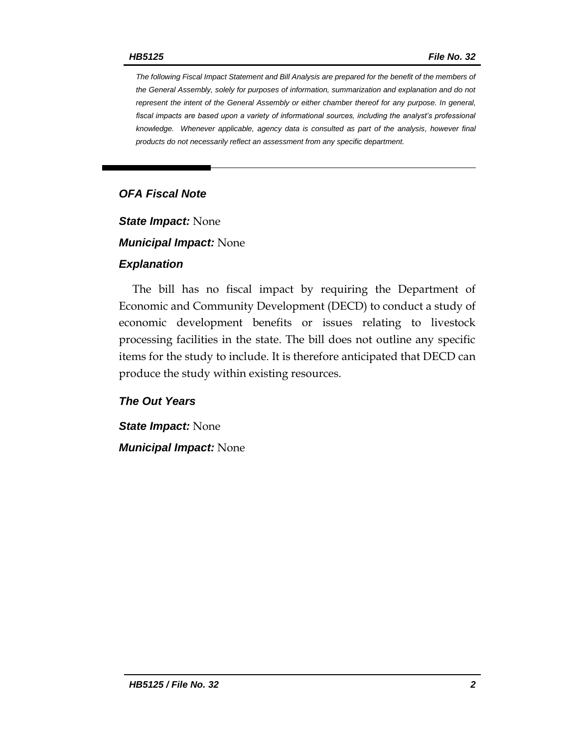*The following Fiscal Impact Statement and Bill Analysis are prepared for the benefit of the members of the General Assembly, solely for purposes of information, summarization and explanation and do not represent the intent of the General Assembly or either chamber thereof for any purpose. In general, fiscal impacts are based upon a variety of informational sources, including the analyst's professional knowledge. Whenever applicable, agency data is consulted as part of the analysis, however final products do not necessarily reflect an assessment from any specific department.*

## *OFA Fiscal Note*

***State Impact:*** None

***Municipal Impact:*** None

### *Explanation*

The bill has no fiscal impact by requiring the Department of Economic and Community Development (DECD) to conduct a study of economic development benefits or issues relating to livestock processing facilities in the state. The bill does not outline any specific items for the study to include. It is therefore anticipated that DECD can produce the study within existing resources.

### *The Out Years*

***State Impact:*** None

***Municipal Impact:*** None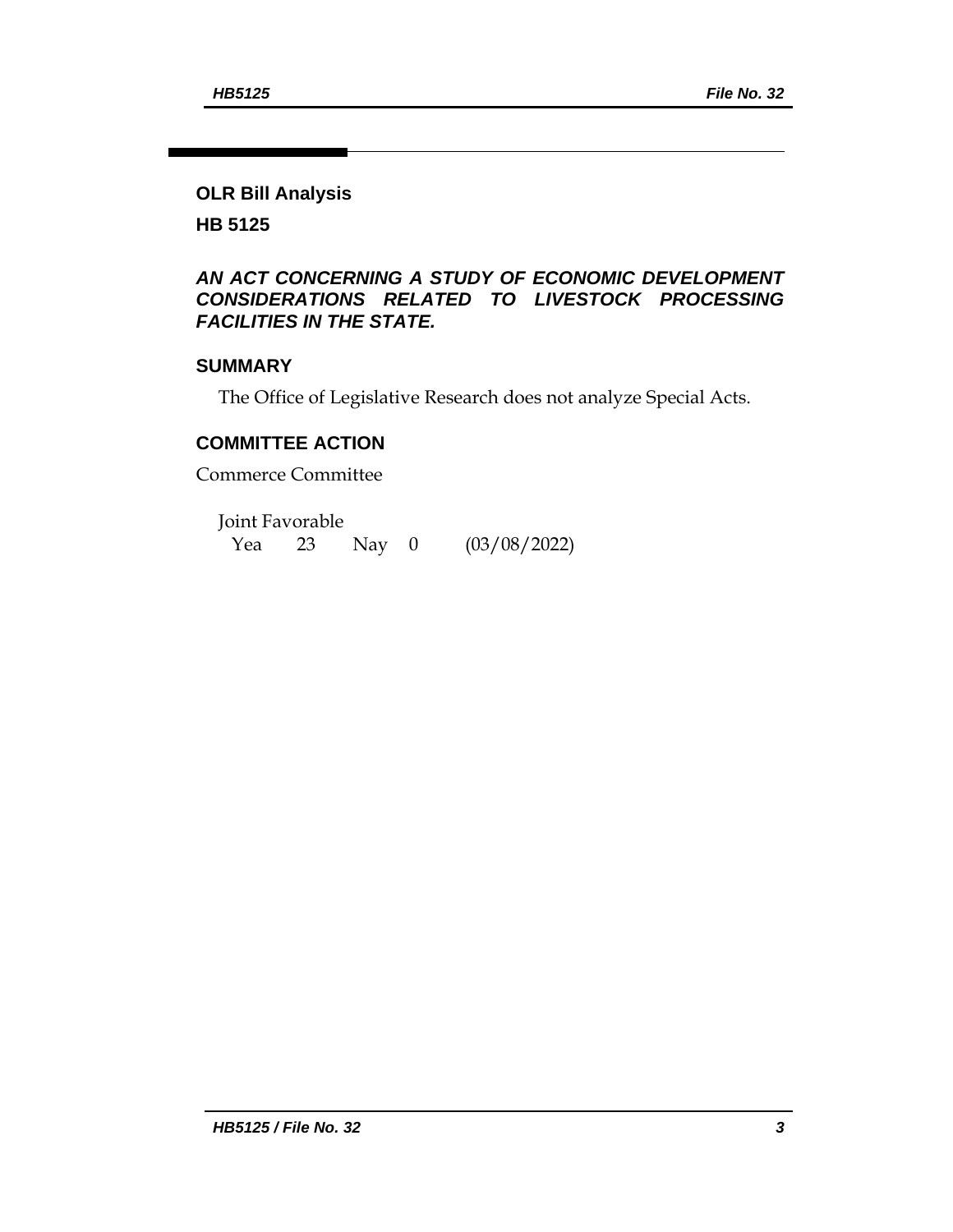**OLR Bill Analysis**

**HB 5125**

***AN ACT CONCERNING A STUDY OF ECONOMIC DEVELOPMENT CONSIDERATIONS RELATED TO LIVESTOCK PROCESSING FACILITIES IN THE STATE.***

## SUMMARY

The Office of Legislative Research does not analyze Special Acts.

## COMMITTEE ACTION

Commerce Committee

| | | | | |
|---|---|---|---|---|
| Joint Favorable | | | | |
| Yea | 23 | Nay | 0 | (03/08/2022) |